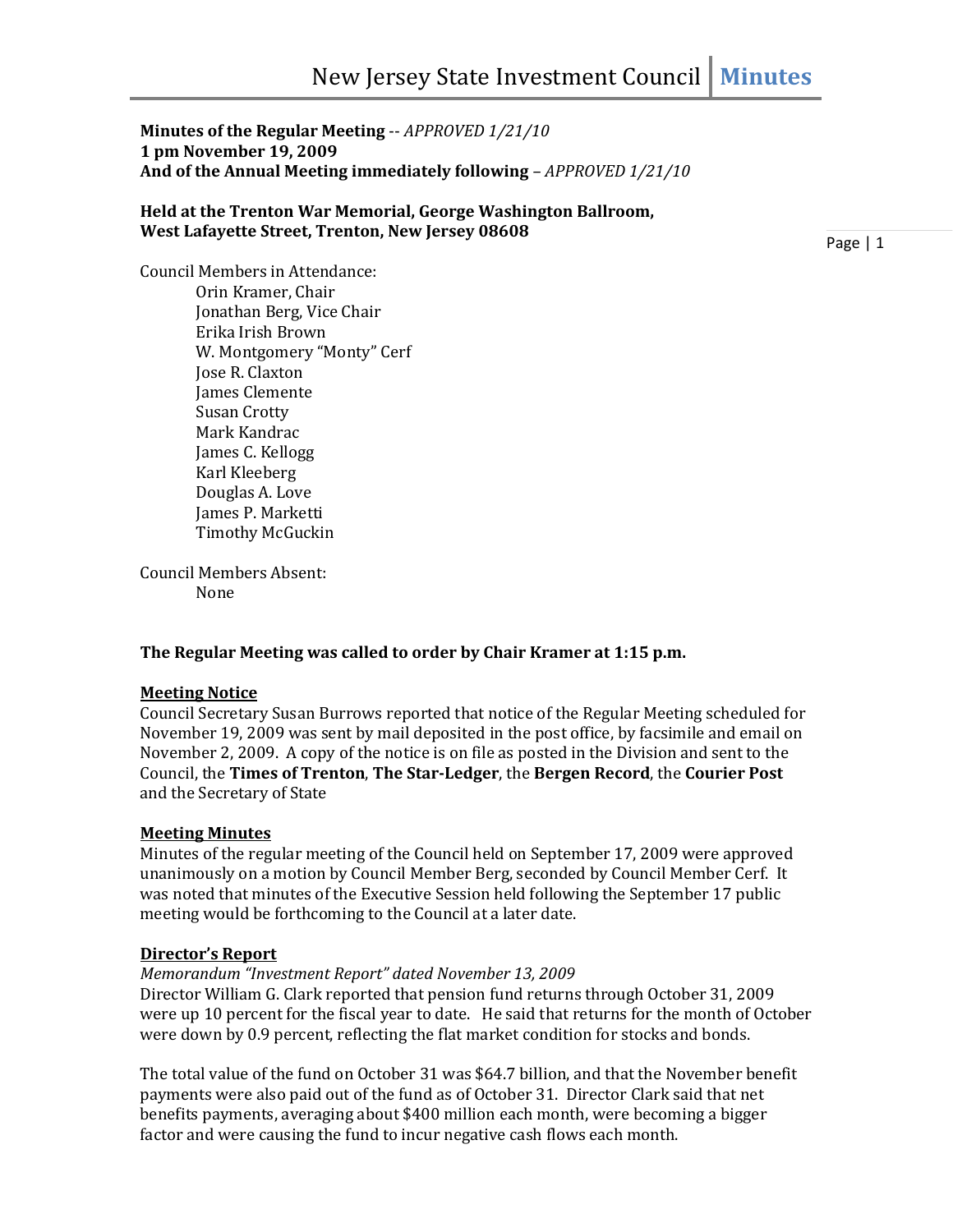**Minutes of the Regular Meeting** -- *APPROVED 1/21/10*
**1 pm November 19, 2009**
**And of the Annual Meeting immediately following** – *APPROVED 1/21/10*

**Held at the Trenton War Memorial, George Washington Ballroom,**
**West Lafayette Street, Trenton, New Jersey 08608**

Council Members in Attendance:

- Orin Kramer, Chair
- Jonathan Berg, Vice Chair
- Erika Irish Brown
- W. Montgomery "Monty" Cerf
- Jose R. Claxton
- James Clemente
- Susan Crotty
- Mark Kandrac
- James C. Kellogg
- Karl Kleeberg
- Douglas A. Love
- James P. Marketti
- Timothy McGuckin

Council Members Absent:

- None

**The Regular Meeting was called to order by Chair Kramer at 1:15 p.m.**

**Meeting Notice**

Council Secretary Susan Burrows reported that notice of the Regular Meeting scheduled for November 19, 2009 was sent by mail deposited in the post office, by facsimile and email on November 2, 2009. A copy of the notice is on file as posted in the Division and sent to the Council, the **Times of Trenton**, **The Star-Ledger**, the **Bergen Record**, the **Courier Post** and the Secretary of State

**Meeting Minutes**

Minutes of the regular meeting of the Council held on September 17, 2009 were approved unanimously on a motion by Council Member Berg, seconded by Council Member Cerf. It was noted that minutes of the Executive Session held following the September 17 public meeting would be forthcoming to the Council at a later date.

**Director's Report**

*Memorandum "Investment Report" dated November 13, 2009*

Director William G. Clark reported that pension fund returns through October 31, 2009 were up 10 percent for the fiscal year to date. He said that returns for the month of October were down by 0.9 percent, reflecting the flat market condition for stocks and bonds.

The total value of the fund on October 31 was $64.7 billion, and that the November benefit payments were also paid out of the fund as of October 31. Director Clark said that net benefits payments, averaging about $400 million each month, were becoming a bigger factor and were causing the fund to incur negative cash flows each month.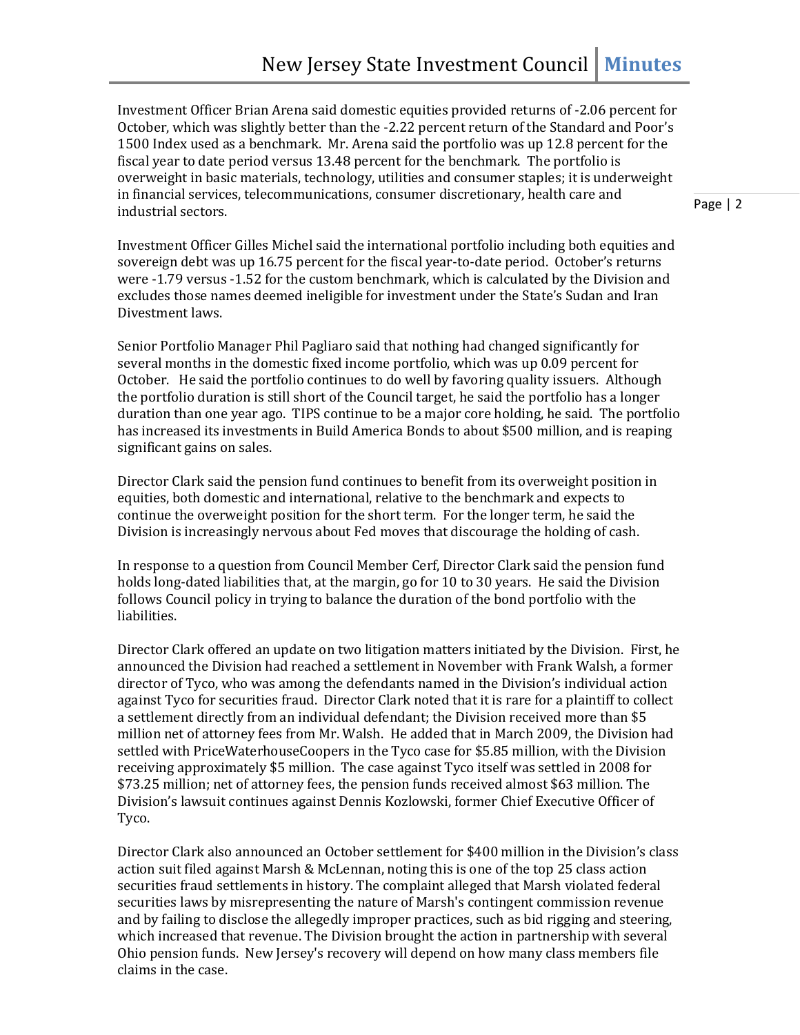Investment Officer Brian Arena said domestic equities provided returns of -2.06 percent for October, which was slightly better than the -2.22 percent return of the Standard and Poor's 1500 Index used as a benchmark. Mr. Arena said the portfolio was up 12.8 percent for the fiscal year to date period versus 13.48 percent for the benchmark. The portfolio is overweight in basic materials, technology, utilities and consumer staples; it is underweight in financial services, telecommunications, consumer discretionary, health care and industrial sectors.

Investment Officer Gilles Michel said the international portfolio including both equities and sovereign debt was up 16.75 percent for the fiscal year-to-date period. October's returns were -1.79 versus -1.52 for the custom benchmark, which is calculated by the Division and excludes those names deemed ineligible for investment under the State's Sudan and Iran Divestment laws.

Senior Portfolio Manager Phil Pagliaro said that nothing had changed significantly for several months in the domestic fixed income portfolio, which was up 0.09 percent for October. He said the portfolio continues to do well by favoring quality issuers. Although the portfolio duration is still short of the Council target, he said the portfolio has a longer duration than one year ago. TIPS continue to be a major core holding, he said. The portfolio has increased its investments in Build America Bonds to about $500 million, and is reaping significant gains on sales.

Director Clark said the pension fund continues to benefit from its overweight position in equities, both domestic and international, relative to the benchmark and expects to continue the overweight position for the short term. For the longer term, he said the Division is increasingly nervous about Fed moves that discourage the holding of cash.

In response to a question from Council Member Cerf, Director Clark said the pension fund holds long-dated liabilities that, at the margin, go for 10 to 30 years. He said the Division follows Council policy in trying to balance the duration of the bond portfolio with the liabilities.

Director Clark offered an update on two litigation matters initiated by the Division. First, he announced the Division had reached a settlement in November with Frank Walsh, a former director of Tyco, who was among the defendants named in the Division's individual action against Tyco for securities fraud. Director Clark noted that it is rare for a plaintiff to collect a settlement directly from an individual defendant; the Division received more than $5 million net of attorney fees from Mr. Walsh. He added that in March 2009, the Division had settled with PriceWaterhouseCoopers in the Tyco case for $5.85 million, with the Division receiving approximately $5 million. The case against Tyco itself was settled in 2008 for $73.25 million; net of attorney fees, the pension funds received almost $63 million. The Division's lawsuit continues against Dennis Kozlowski, former Chief Executive Officer of Tyco.

Director Clark also announced an October settlement for $400 million in the Division's class action suit filed against Marsh & McLennan, noting this is one of the top 25 class action securities fraud settlements in history. The complaint alleged that Marsh violated federal securities laws by misrepresenting the nature of Marsh's contingent commission revenue and by failing to disclose the allegedly improper practices, such as bid rigging and steering, which increased that revenue. The Division brought the action in partnership with several Ohio pension funds. New Jersey's recovery will depend on how many class members file claims in the case.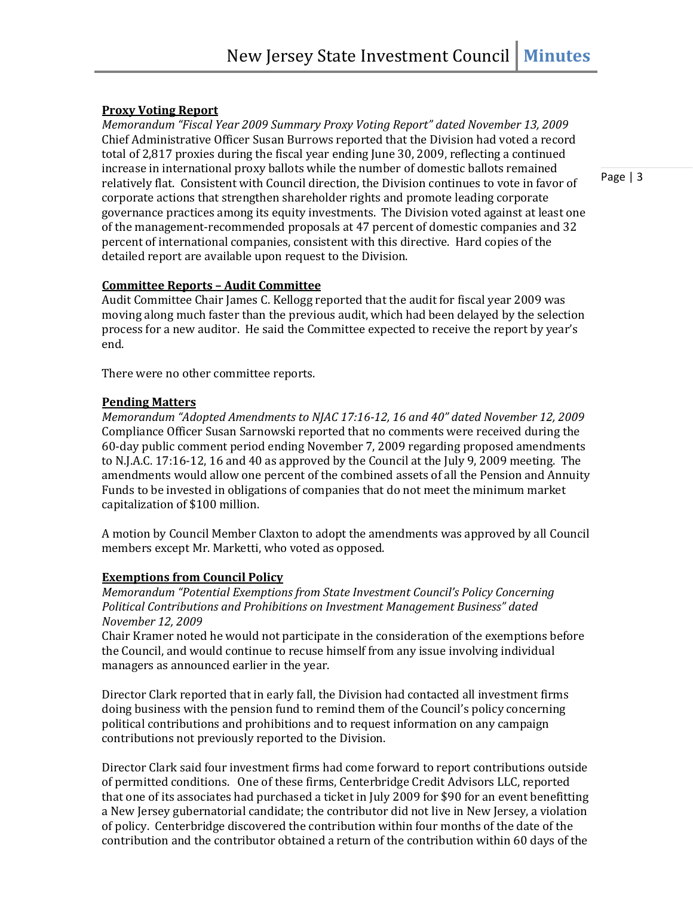**Proxy Voting Report**

*Memorandum "Fiscal Year 2009 Summary Proxy Voting Report" dated November 13, 2009*

Chief Administrative Officer Susan Burrows reported that the Division had voted a record total of 2,817 proxies during the fiscal year ending June 30, 2009, reflecting a continued increase in international proxy ballots while the number of domestic ballots remained relatively flat. Consistent with Council direction, the Division continues to vote in favor of corporate actions that strengthen shareholder rights and promote leading corporate governance practices among its equity investments. The Division voted against at least one of the management-recommended proposals at 47 percent of domestic companies and 32 percent of international companies, consistent with this directive. Hard copies of the detailed report are available upon request to the Division.

**Committee Reports – Audit Committee**

Audit Committee Chair James C. Kellogg reported that the audit for fiscal year 2009 was moving along much faster than the previous audit, which had been delayed by the selection process for a new auditor. He said the Committee expected to receive the report by year's end.

There were no other committee reports.

**Pending Matters**

*Memorandum "Adopted Amendments to NJAC 17:16-12, 16 and 40" dated November 12, 2009*

Compliance Officer Susan Sarnowski reported that no comments were received during the 60-day public comment period ending November 7, 2009 regarding proposed amendments to N.J.A.C. 17:16-12, 16 and 40 as approved by the Council at the July 9, 2009 meeting. The amendments would allow one percent of the combined assets of all the Pension and Annuity Funds to be invested in obligations of companies that do not meet the minimum market capitalization of $100 million.

A motion by Council Member Claxton to adopt the amendments was approved by all Council members except Mr. Marketti, who voted as opposed.

**Exemptions from Council Policy**

*Memorandum "Potential Exemptions from State Investment Council's Policy Concerning Political Contributions and Prohibitions on Investment Management Business" dated November 12, 2009*

Chair Kramer noted he would not participate in the consideration of the exemptions before the Council, and would continue to recuse himself from any issue involving individual managers as announced earlier in the year.

Director Clark reported that in early fall, the Division had contacted all investment firms doing business with the pension fund to remind them of the Council's policy concerning political contributions and prohibitions and to request information on any campaign contributions not previously reported to the Division.

Director Clark said four investment firms had come forward to report contributions outside of permitted conditions. One of these firms, Centerbridge Credit Advisors LLC, reported that one of its associates had purchased a ticket in July 2009 for $90 for an event benefitting a New Jersey gubernatorial candidate; the contributor did not live in New Jersey, a violation of policy. Centerbridge discovered the contribution within four months of the date of the contribution and the contributor obtained a return of the contribution within 60 days of the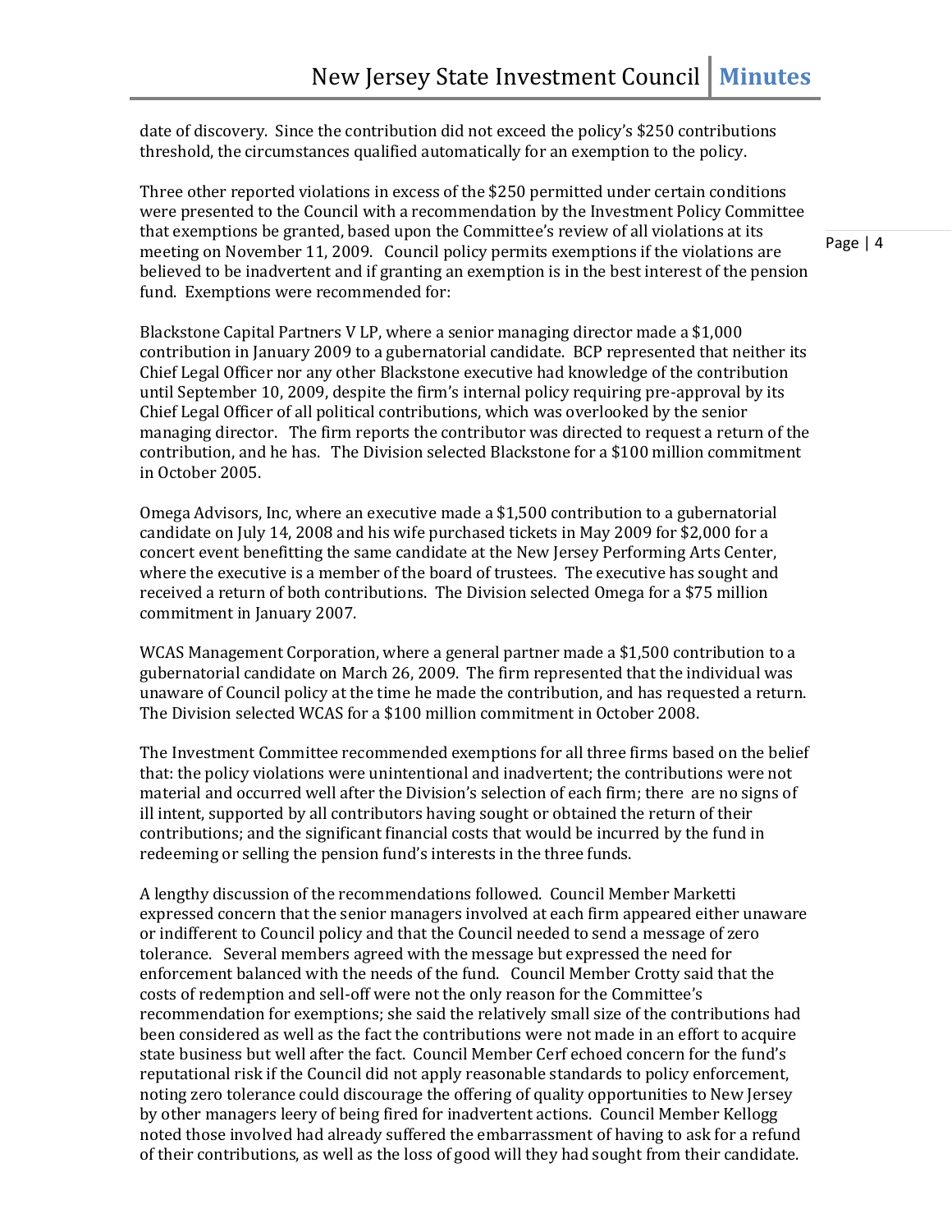date of discovery. Since the contribution did not exceed the policy's $250 contributions threshold, the circumstances qualified automatically for an exemption to the policy.

Three other reported violations in excess of the $250 permitted under certain conditions were presented to the Council with a recommendation by the Investment Policy Committee that exemptions be granted, based upon the Committee's review of all violations at its meeting on November 11, 2009. Council policy permits exemptions if the violations are believed to be inadvertent and if granting an exemption is in the best interest of the pension fund. Exemptions were recommended for:

Blackstone Capital Partners V LP, where a senior managing director made a $1,000 contribution in January 2009 to a gubernatorial candidate. BCP represented that neither its Chief Legal Officer nor any other Blackstone executive had knowledge of the contribution until September 10, 2009, despite the firm's internal policy requiring pre-approval by its Chief Legal Officer of all political contributions, which was overlooked by the senior managing director. The firm reports the contributor was directed to request a return of the contribution, and he has. The Division selected Blackstone for a $100 million commitment in October 2005.

Omega Advisors, Inc, where an executive made a $1,500 contribution to a gubernatorial candidate on July 14, 2008 and his wife purchased tickets in May 2009 for $2,000 for a concert event benefitting the same candidate at the New Jersey Performing Arts Center, where the executive is a member of the board of trustees. The executive has sought and received a return of both contributions. The Division selected Omega for a $75 million commitment in January 2007.

WCAS Management Corporation, where a general partner made a $1,500 contribution to a gubernatorial candidate on March 26, 2009. The firm represented that the individual was unaware of Council policy at the time he made the contribution, and has requested a return. The Division selected WCAS for a $100 million commitment in October 2008.

The Investment Committee recommended exemptions for all three firms based on the belief that: the policy violations were unintentional and inadvertent; the contributions were not material and occurred well after the Division's selection of each firm; there are no signs of ill intent, supported by all contributors having sought or obtained the return of their contributions; and the significant financial costs that would be incurred by the fund in redeeming or selling the pension fund's interests in the three funds.

A lengthy discussion of the recommendations followed. Council Member Marketti expressed concern that the senior managers involved at each firm appeared either unaware or indifferent to Council policy and that the Council needed to send a message of zero tolerance. Several members agreed with the message but expressed the need for enforcement balanced with the needs of the fund. Council Member Crotty said that the costs of redemption and sell-off were not the only reason for the Committee's recommendation for exemptions; she said the relatively small size of the contributions had been considered as well as the fact the contributions were not made in an effort to acquire state business but well after the fact. Council Member Cerf echoed concern for the fund's reputational risk if the Council did not apply reasonable standards to policy enforcement, noting zero tolerance could discourage the offering of quality opportunities to New Jersey by other managers leery of being fired for inadvertent actions. Council Member Kellogg noted those involved had already suffered the embarrassment of having to ask for a refund of their contributions, as well as the loss of good will they had sought from their candidate.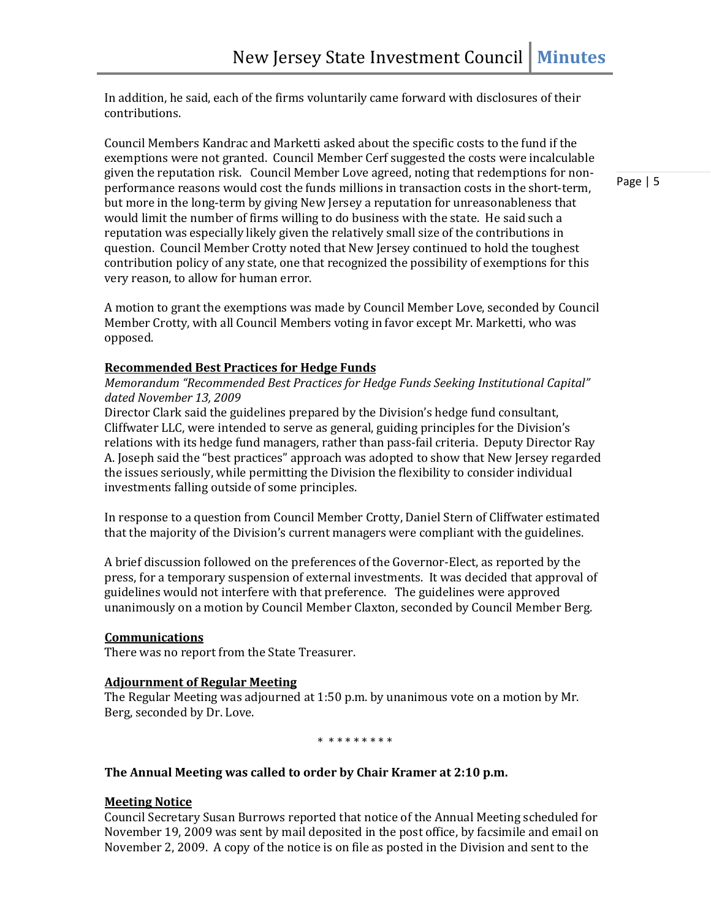In addition, he said, each of the firms voluntarily came forward with disclosures of their contributions.

Council Members Kandrac and Marketti asked about the specific costs to the fund if the exemptions were not granted. Council Member Cerf suggested the costs were incalculable given the reputation risk. Council Member Love agreed, noting that redemptions for non-performance reasons would cost the funds millions in transaction costs in the short-term, but more in the long-term by giving New Jersey a reputation for unreasonableness that would limit the number of firms willing to do business with the state. He said such a reputation was especially likely given the relatively small size of the contributions in question. Council Member Crotty noted that New Jersey continued to hold the toughest contribution policy of any state, one that recognized the possibility of exemptions for this very reason, to allow for human error.

A motion to grant the exemptions was made by Council Member Love, seconded by Council Member Crotty, with all Council Members voting in favor except Mr. Marketti, who was opposed.

**Recommended Best Practices for Hedge Funds**

*Memorandum "Recommended Best Practices for Hedge Funds Seeking Institutional Capital" dated November 13, 2009*

Director Clark said the guidelines prepared by the Division's hedge fund consultant, Cliffwater LLC, were intended to serve as general, guiding principles for the Division's relations with its hedge fund managers, rather than pass-fail criteria. Deputy Director Ray A. Joseph said the "best practices" approach was adopted to show that New Jersey regarded the issues seriously, while permitting the Division the flexibility to consider individual investments falling outside of some principles.

In response to a question from Council Member Crotty, Daniel Stern of Cliffwater estimated that the majority of the Division's current managers were compliant with the guidelines.

A brief discussion followed on the preferences of the Governor-Elect, as reported by the press, for a temporary suspension of external investments. It was decided that approval of guidelines would not interfere with that preference. The guidelines were approved unanimously on a motion by Council Member Claxton, seconded by Council Member Berg.

**Communications**

There was no report from the State Treasurer.

**Adjournment of Regular Meeting**

The Regular Meeting was adjourned at 1:50 p.m. by unanimous vote on a motion by Mr. Berg, seconded by Dr. Love.

\* \* \* \* \* \* \* \* \*

**The Annual Meeting was called to order by Chair Kramer at 2:10 p.m.**

**Meeting Notice**

Council Secretary Susan Burrows reported that notice of the Annual Meeting scheduled for November 19, 2009 was sent by mail deposited in the post office, by facsimile and email on November 2, 2009. A copy of the notice is on file as posted in the Division and sent to the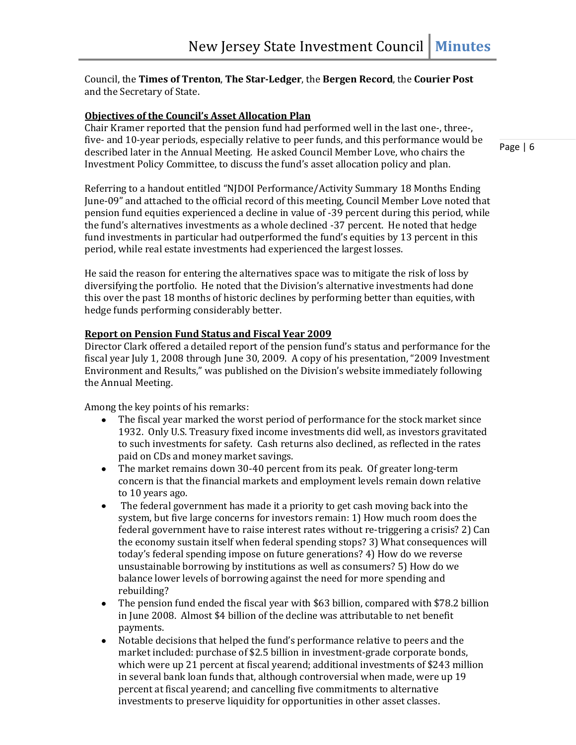Council, the **Times of Trenton**, **The Star-Ledger**, the **Bergen Record**, the **Courier Post** and the Secretary of State.

**Objectives of the Council's Asset Allocation Plan**

Chair Kramer reported that the pension fund had performed well in the last one-, three-, five- and 10-year periods, especially relative to peer funds, and this performance would be described later in the Annual Meeting. He asked Council Member Love, who chairs the Investment Policy Committee, to discuss the fund's asset allocation policy and plan.

Referring to a handout entitled "NJDOI Performance/Activity Summary 18 Months Ending June-09" and attached to the official record of this meeting, Council Member Love noted that pension fund equities experienced a decline in value of -39 percent during this period, while the fund's alternatives investments as a whole declined -37 percent. He noted that hedge fund investments in particular had outperformed the fund's equities by 13 percent in this period, while real estate investments had experienced the largest losses.

He said the reason for entering the alternatives space was to mitigate the risk of loss by diversifying the portfolio. He noted that the Division's alternative investments had done this over the past 18 months of historic declines by performing better than equities, with hedge funds performing considerably better.

**Report on Pension Fund Status and Fiscal Year 2009**

Director Clark offered a detailed report of the pension fund's status and performance for the fiscal year July 1, 2008 through June 30, 2009. A copy of his presentation, "2009 Investment Environment and Results," was published on the Division's website immediately following the Annual Meeting.

Among the key points of his remarks:

- The fiscal year marked the worst period of performance for the stock market since 1932. Only U.S. Treasury fixed income investments did well, as investors gravitated to such investments for safety. Cash returns also declined, as reflected in the rates paid on CDs and money market savings.
- The market remains down 30-40 percent from its peak. Of greater long-term concern is that the financial markets and employment levels remain down relative to 10 years ago.
- The federal government has made it a priority to get cash moving back into the system, but five large concerns for investors remain: 1) How much room does the federal government have to raise interest rates without re-triggering a crisis? 2) Can the economy sustain itself when federal spending stops? 3) What consequences will today's federal spending impose on future generations? 4) How do we reverse unsustainable borrowing by institutions as well as consumers? 5) How do we balance lower levels of borrowing against the need for more spending and rebuilding?
- The pension fund ended the fiscal year with $63 billion, compared with $78.2 billion in June 2008. Almost $4 billion of the decline was attributable to net benefit payments.
- Notable decisions that helped the fund's performance relative to peers and the market included: purchase of $2.5 billion in investment-grade corporate bonds, which were up 21 percent at fiscal yearend; additional investments of $243 million in several bank loan funds that, although controversial when made, were up 19 percent at fiscal yearend; and cancelling five commitments to alternative investments to preserve liquidity for opportunities in other asset classes.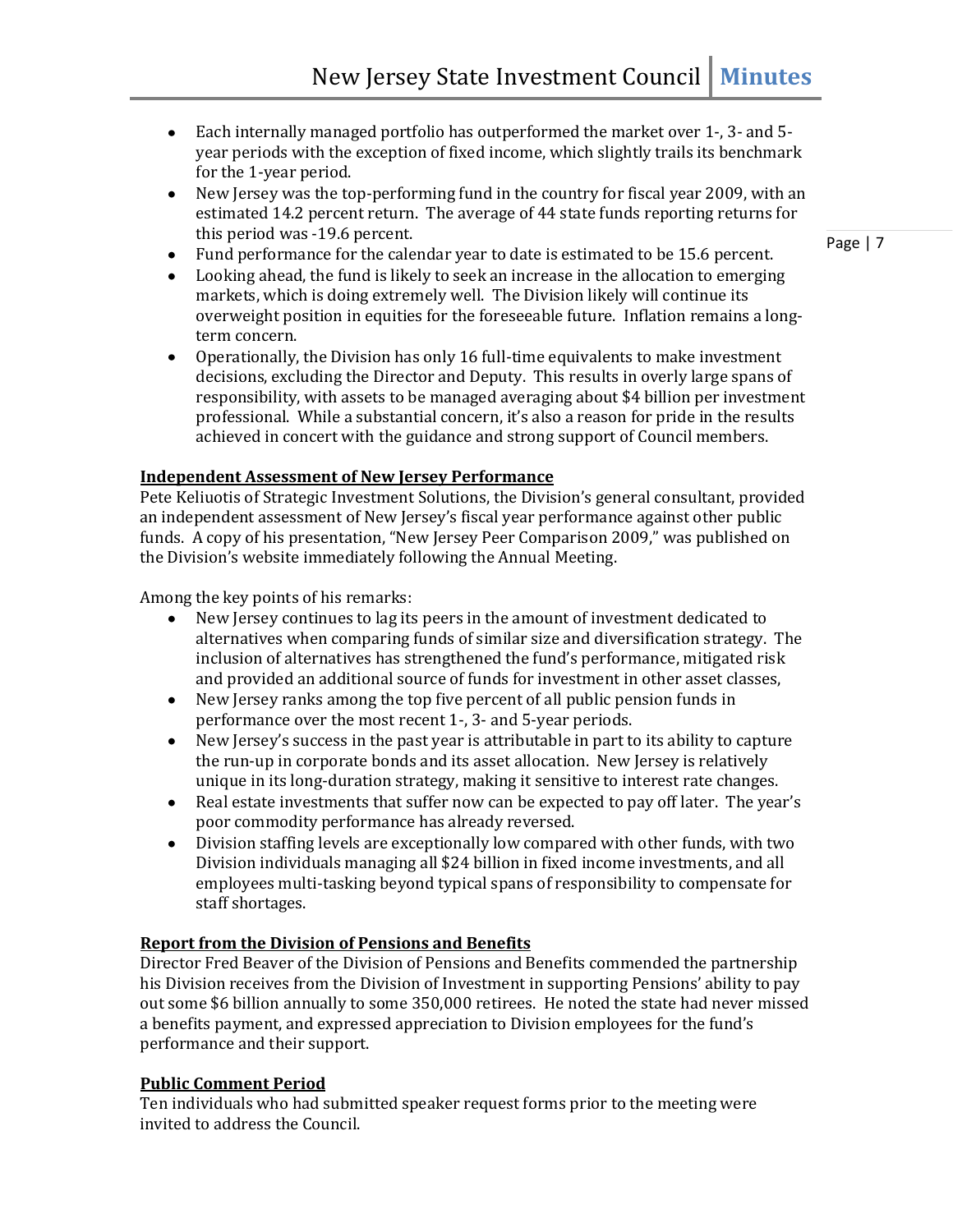- Each internally managed portfolio has outperformed the market over 1-, 3- and 5-year periods with the exception of fixed income, which slightly trails its benchmark for the 1-year period.
- New Jersey was the top-performing fund in the country for fiscal year 2009, with an estimated 14.2 percent return. The average of 44 state funds reporting returns for this period was -19.6 percent.
- Fund performance for the calendar year to date is estimated to be 15.6 percent.
- Looking ahead, the fund is likely to seek an increase in the allocation to emerging markets, which is doing extremely well. The Division likely will continue its overweight position in equities for the foreseeable future. Inflation remains a long-term concern.
- Operationally, the Division has only 16 full-time equivalents to make investment decisions, excluding the Director and Deputy. This results in overly large spans of responsibility, with assets to be managed averaging about $4 billion per investment professional. While a substantial concern, it's also a reason for pride in the results achieved in concert with the guidance and strong support of Council members.

**Independent Assessment of New Jersey Performance**

Pete Keliuotis of Strategic Investment Solutions, the Division's general consultant, provided an independent assessment of New Jersey's fiscal year performance against other public funds. A copy of his presentation, "New Jersey Peer Comparison 2009," was published on the Division's website immediately following the Annual Meeting.

Among the key points of his remarks:

- New Jersey continues to lag its peers in the amount of investment dedicated to alternatives when comparing funds of similar size and diversification strategy. The inclusion of alternatives has strengthened the fund's performance, mitigated risk and provided an additional source of funds for investment in other asset classes,
- New Jersey ranks among the top five percent of all public pension funds in performance over the most recent 1-, 3- and 5-year periods.
- New Jersey's success in the past year is attributable in part to its ability to capture the run-up in corporate bonds and its asset allocation. New Jersey is relatively unique in its long-duration strategy, making it sensitive to interest rate changes.
- Real estate investments that suffer now can be expected to pay off later. The year's poor commodity performance has already reversed.
- Division staffing levels are exceptionally low compared with other funds, with two Division individuals managing all $24 billion in fixed income investments, and all employees multi-tasking beyond typical spans of responsibility to compensate for staff shortages.

**Report from the Division of Pensions and Benefits**

Director Fred Beaver of the Division of Pensions and Benefits commended the partnership his Division receives from the Division of Investment in supporting Pensions' ability to pay out some $6 billion annually to some 350,000 retirees. He noted the state had never missed a benefits payment, and expressed appreciation to Division employees for the fund's performance and their support.

**Public Comment Period**

Ten individuals who had submitted speaker request forms prior to the meeting were invited to address the Council.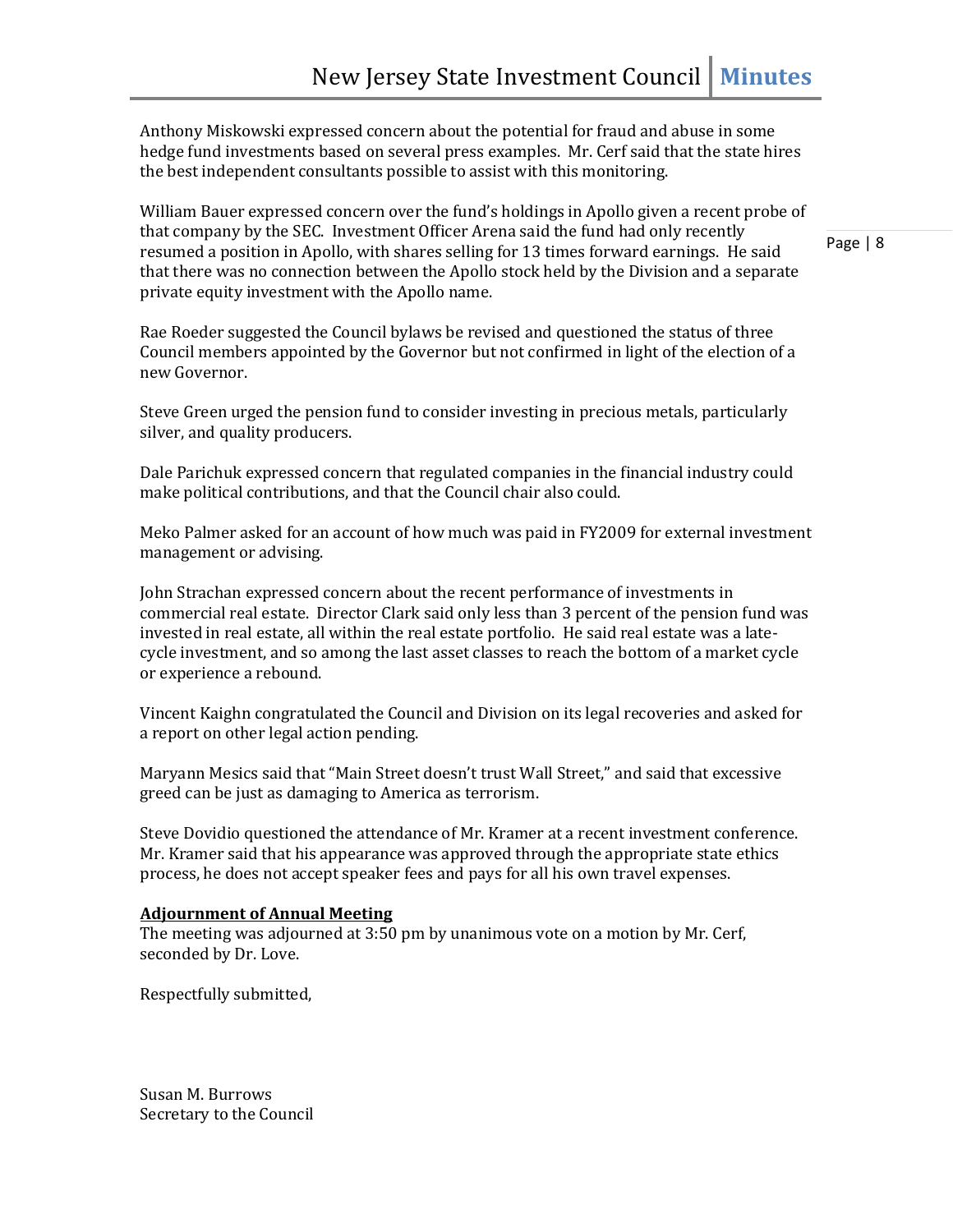Anthony Miskowski expressed concern about the potential for fraud and abuse in some hedge fund investments based on several press examples. Mr. Cerf said that the state hires the best independent consultants possible to assist with this monitoring.

William Bauer expressed concern over the fund's holdings in Apollo given a recent probe of that company by the SEC. Investment Officer Arena said the fund had only recently resumed a position in Apollo, with shares selling for 13 times forward earnings. He said that there was no connection between the Apollo stock held by the Division and a separate private equity investment with the Apollo name.

Rae Roeder suggested the Council bylaws be revised and questioned the status of three Council members appointed by the Governor but not confirmed in light of the election of a new Governor.

Steve Green urged the pension fund to consider investing in precious metals, particularly silver, and quality producers.

Dale Parichuk expressed concern that regulated companies in the financial industry could make political contributions, and that the Council chair also could.

Meko Palmer asked for an account of how much was paid in FY2009 for external investment management or advising.

John Strachan expressed concern about the recent performance of investments in commercial real estate. Director Clark said only less than 3 percent of the pension fund was invested in real estate, all within the real estate portfolio. He said real estate was a late-cycle investment, and so among the last asset classes to reach the bottom of a market cycle or experience a rebound.

Vincent Kaighn congratulated the Council and Division on its legal recoveries and asked for a report on other legal action pending.

Maryann Mesics said that "Main Street doesn't trust Wall Street," and said that excessive greed can be just as damaging to America as terrorism.

Steve Dovidio questioned the attendance of Mr. Kramer at a recent investment conference. Mr. Kramer said that his appearance was approved through the appropriate state ethics process, he does not accept speaker fees and pays for all his own travel expenses.

**Adjournment of Annual Meeting**

The meeting was adjourned at 3:50 pm by unanimous vote on a motion by Mr. Cerf, seconded by Dr. Love.

Respectfully submitted,

Susan M. Burrows
Secretary to the Council